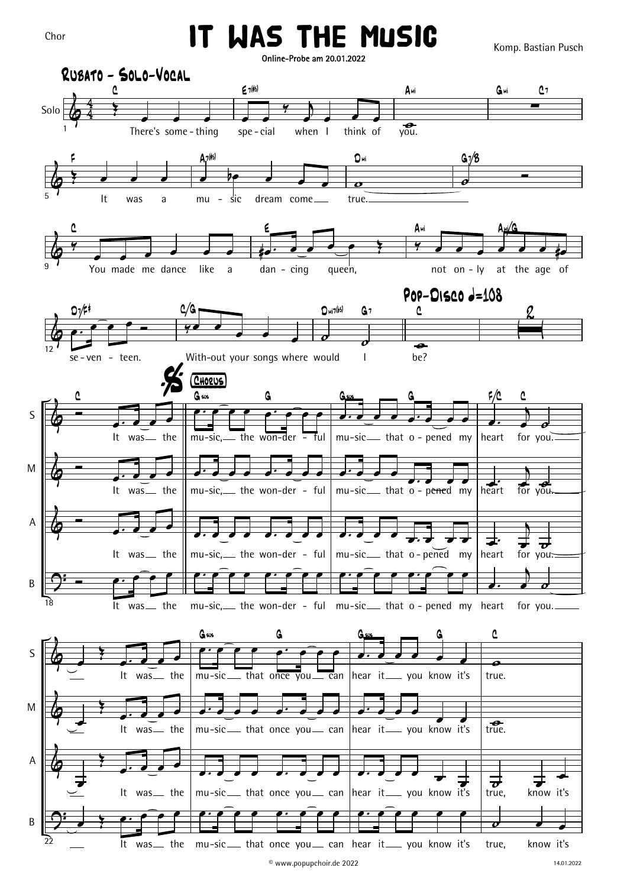Chor

# IT WAS THE MUSIC

Online-Probe am 20.01.2022

Komp. Bastian Pusch

**Rubato - Solo-Vocal**

There's some-thing spe-cial when I think of you.
It was a mu-sic dream come true.
You made me dance like a dan-cing queen, not on-ly at the age of se-ven-teen.
With-out your songs where would I be?

**Pop-Disco ♩=108**

**Chorus**

It was the mu-sic, the won-der-ful mu-sic that o-pened my heart for you.
It was the mu-sic that once you can hear it you know it's true.

© www.popupchoir.de 2022

14.01.2022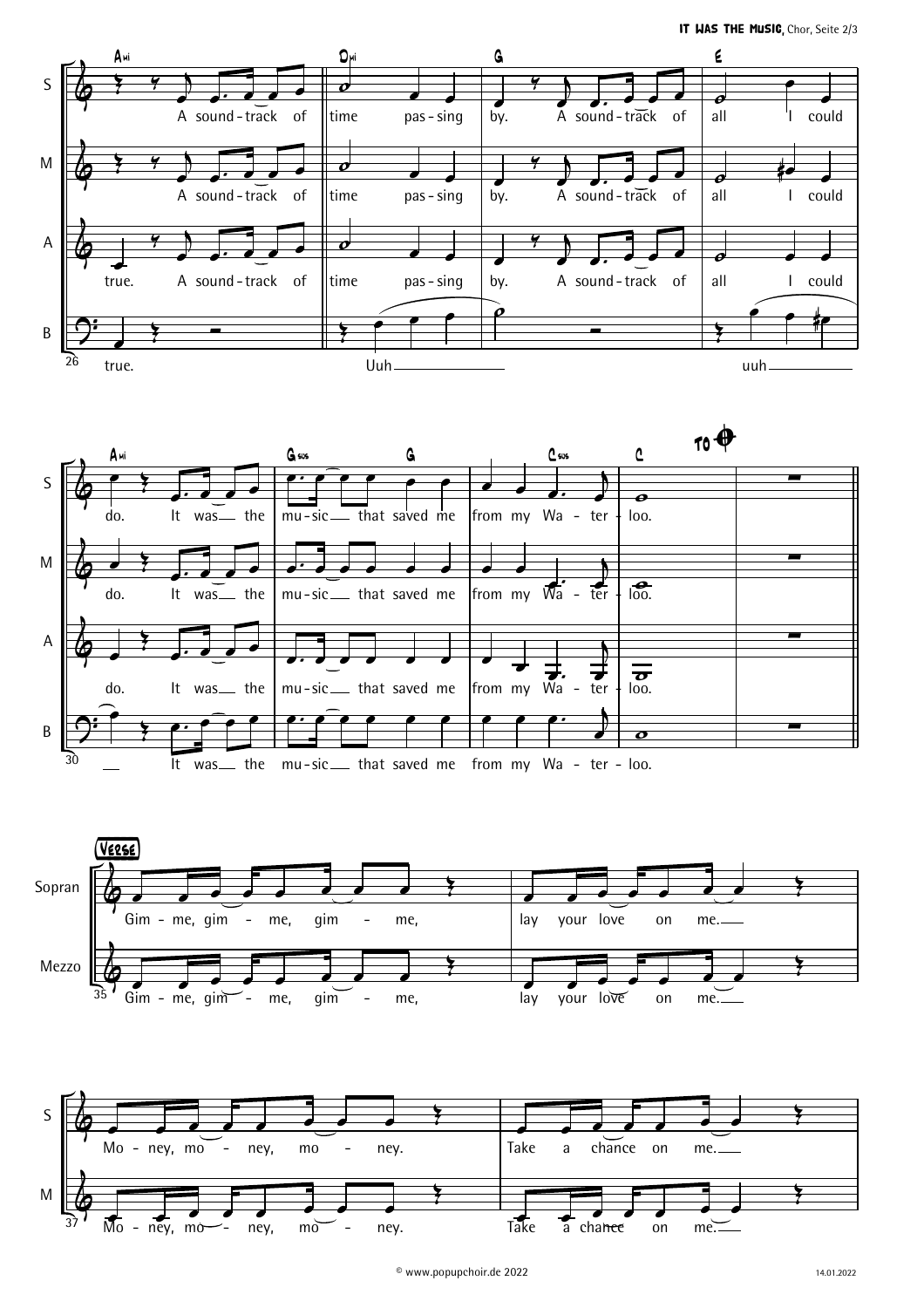S: A sound-track of time pas-sing by. A sound-track of all I could do. It was the mu-sic that saved me from my Wa-ter-loo.

M: A sound-track of time pas-sing by. A sound-track of all I could do. It was the mu-sic that saved me from my Wa-ter-loo.

A: true. A sound-track of time pas-sing by. A sound-track of all I could do. It was the mu-sic that saved me from my Wa-ter-loo.

B: true. Uuh uuh It was the mu-sic that saved me from my Wa-ter-loo.

Chords: Ami | Dmi | G | E | Ami | Gsus G | Csus C | TO 𝄌

**VERSE**

Sopran / Mezzo: Gim-me, gim-me, gim-me, lay your love on me.

S / M: Mo-ney, mo-ney, mo-ney. Take a chance on me.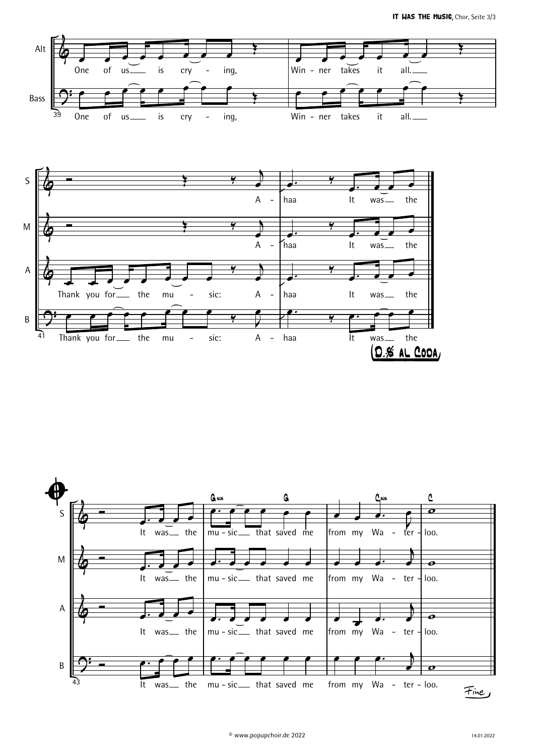Alt / Bass (39)

One of us is cry - ing, Win - ner takes it all.

S / M / A / B (41)

A - haa It was the

Thank you for the mu - sic: A - haa It was the

(D.% al Coda)

S / M / A / B (43)

Gsus G Csus C

It was the mu - sic that saved me from my Wa - ter - loo.

Fine

© www.popupchoir.de 2022

14.01.2022